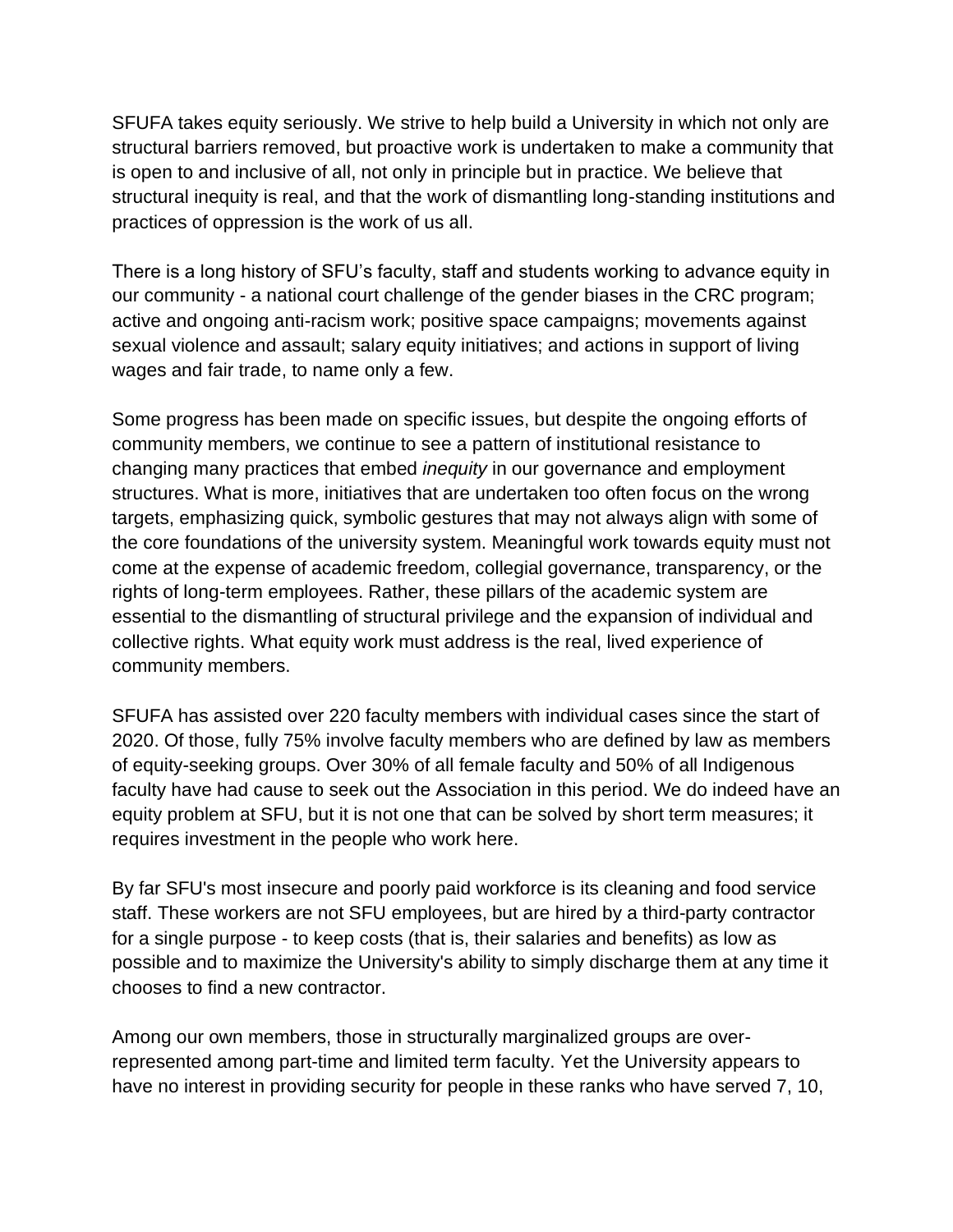SFUFA takes equity seriously. We strive to help build a University in which not only are structural barriers removed, but proactive work is undertaken to make a community that is open to and inclusive of all, not only in principle but in practice. We believe that structural inequity is real, and that the work of dismantling long-standing institutions and practices of oppression is the work of us all.

There is a long history of SFU's faculty, staff and students working to advance equity in our community - a national court challenge of the gender biases in the CRC program; active and ongoing anti-racism work; positive space campaigns; movements against sexual violence and assault; salary equity initiatives; and actions in support of living wages and fair trade, to name only a few.

Some progress has been made on specific issues, but despite the ongoing efforts of community members, we continue to see a pattern of institutional resistance to changing many practices that embed *inequity* in our governance and employment structures. What is more, initiatives that are undertaken too often focus on the wrong targets, emphasizing quick, symbolic gestures that may not always align with some of the core foundations of the university system. Meaningful work towards equity must not come at the expense of academic freedom, collegial governance, transparency, or the rights of long-term employees. Rather, these pillars of the academic system are essential to the dismantling of structural privilege and the expansion of individual and collective rights. What equity work must address is the real, lived experience of community members.

SFUFA has assisted over 220 faculty members with individual cases since the start of 2020. Of those, fully 75% involve faculty members who are defined by law as members of equity-seeking groups. Over 30% of all female faculty and 50% of all Indigenous faculty have had cause to seek out the Association in this period. We do indeed have an equity problem at SFU, but it is not one that can be solved by short term measures; it requires investment in the people who work here.

By far SFU's most insecure and poorly paid workforce is its cleaning and food service staff. These workers are not SFU employees, but are hired by a third-party contractor for a single purpose - to keep costs (that is, their salaries and benefits) as low as possible and to maximize the University's ability to simply discharge them at any time it chooses to find a new contractor.

Among our own members, those in structurally marginalized groups are over-represented among part-time and limited term faculty. Yet the University appears to have no interest in providing security for people in these ranks who have served 7, 10,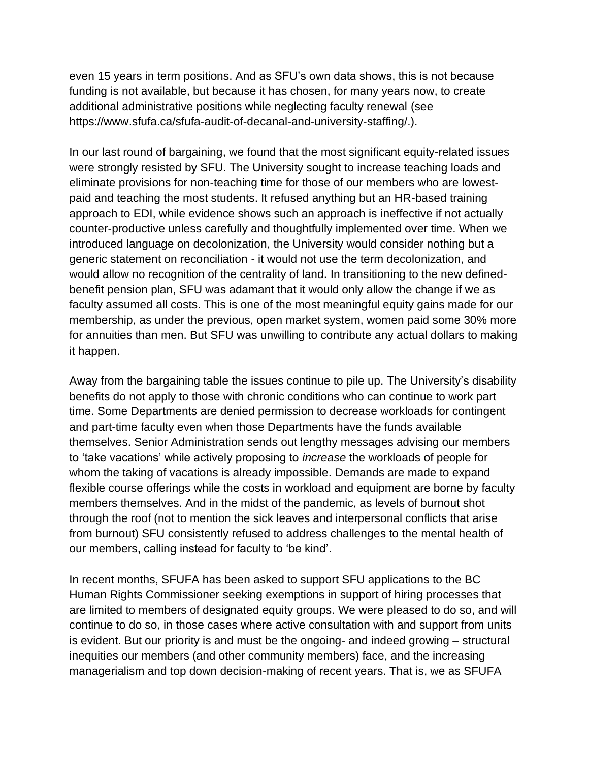even 15 years in term positions. And as SFU's own data shows, this is not because funding is not available, but because it has chosen, for many years now, to create additional administrative positions while neglecting faculty renewal (see https://www.sfufa.ca/sfufa-audit-of-decanal-and-university-staffing/.).

In our last round of bargaining, we found that the most significant equity-related issues were strongly resisted by SFU. The University sought to increase teaching loads and eliminate provisions for non-teaching time for those of our members who are lowest-paid and teaching the most students. It refused anything but an HR-based training approach to EDI, while evidence shows such an approach is ineffective if not actually counter-productive unless carefully and thoughtfully implemented over time. When we introduced language on decolonization, the University would consider nothing but a generic statement on reconciliation - it would not use the term decolonization, and would allow no recognition of the centrality of land. In transitioning to the new defined-benefit pension plan, SFU was adamant that it would only allow the change if we as faculty assumed all costs. This is one of the most meaningful equity gains made for our membership, as under the previous, open market system, women paid some 30% more for annuities than men. But SFU was unwilling to contribute any actual dollars to making it happen.

Away from the bargaining table the issues continue to pile up. The University's disability benefits do not apply to those with chronic conditions who can continue to work part time. Some Departments are denied permission to decrease workloads for contingent and part-time faculty even when those Departments have the funds available themselves. Senior Administration sends out lengthy messages advising our members to 'take vacations' while actively proposing to *increase* the workloads of people for whom the taking of vacations is already impossible. Demands are made to expand flexible course offerings while the costs in workload and equipment are borne by faculty members themselves. And in the midst of the pandemic, as levels of burnout shot through the roof (not to mention the sick leaves and interpersonal conflicts that arise from burnout) SFU consistently refused to address challenges to the mental health of our members, calling instead for faculty to 'be kind'.

In recent months, SFUFA has been asked to support SFU applications to the BC Human Rights Commissioner seeking exemptions in support of hiring processes that are limited to members of designated equity groups. We were pleased to do so, and will continue to do so, in those cases where active consultation with and support from units is evident. But our priority is and must be the ongoing- and indeed growing – structural inequities our members (and other community members) face, and the increasing managerialism and top down decision-making of recent years. That is, we as SFUFA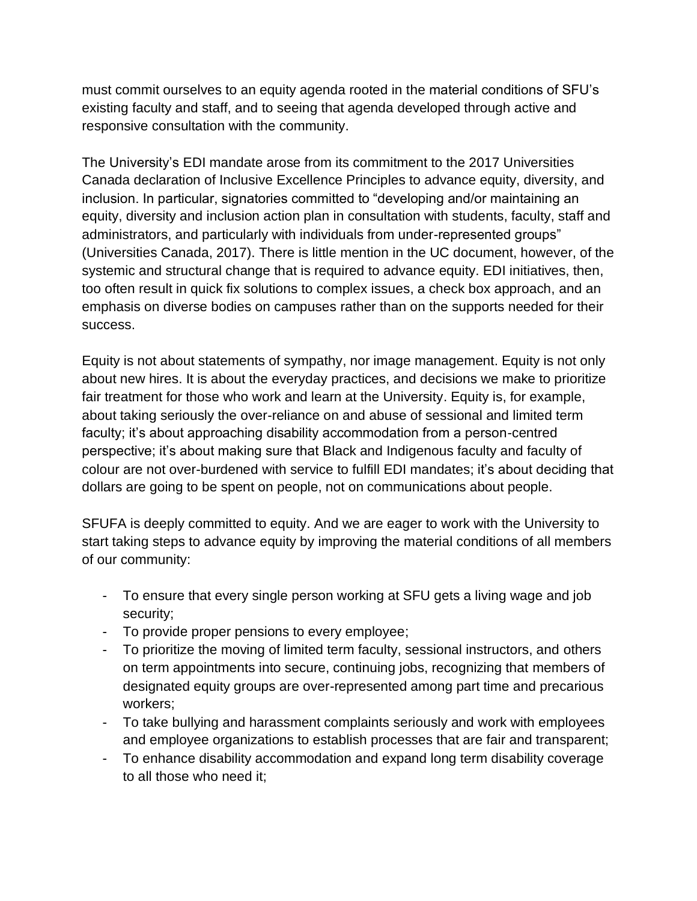must commit ourselves to an equity agenda rooted in the material conditions of SFU's existing faculty and staff, and to seeing that agenda developed through active and responsive consultation with the community.

The University's EDI mandate arose from its commitment to the 2017 Universities Canada declaration of Inclusive Excellence Principles to advance equity, diversity, and inclusion. In particular, signatories committed to "developing and/or maintaining an equity, diversity and inclusion action plan in consultation with students, faculty, staff and administrators, and particularly with individuals from under-represented groups" (Universities Canada, 2017). There is little mention in the UC document, however, of the systemic and structural change that is required to advance equity. EDI initiatives, then, too often result in quick fix solutions to complex issues, a check box approach, and an emphasis on diverse bodies on campuses rather than on the supports needed for their success.

Equity is not about statements of sympathy, nor image management. Equity is not only about new hires. It is about the everyday practices, and decisions we make to prioritize fair treatment for those who work and learn at the University. Equity is, for example, about taking seriously the over-reliance on and abuse of sessional and limited term faculty; it's about approaching disability accommodation from a person-centred perspective; it's about making sure that Black and Indigenous faculty and faculty of colour are not over-burdened with service to fulfill EDI mandates; it's about deciding that dollars are going to be spent on people, not on communications about people.

SFUFA is deeply committed to equity. And we are eager to work with the University to start taking steps to advance equity by improving the material conditions of all members of our community:

- To ensure that every single person working at SFU gets a living wage and job security;
- To provide proper pensions to every employee;
- To prioritize the moving of limited term faculty, sessional instructors, and others on term appointments into secure, continuing jobs, recognizing that members of designated equity groups are over-represented among part time and precarious workers;
- To take bullying and harassment complaints seriously and work with employees and employee organizations to establish processes that are fair and transparent;
- To enhance disability accommodation and expand long term disability coverage to all those who need it;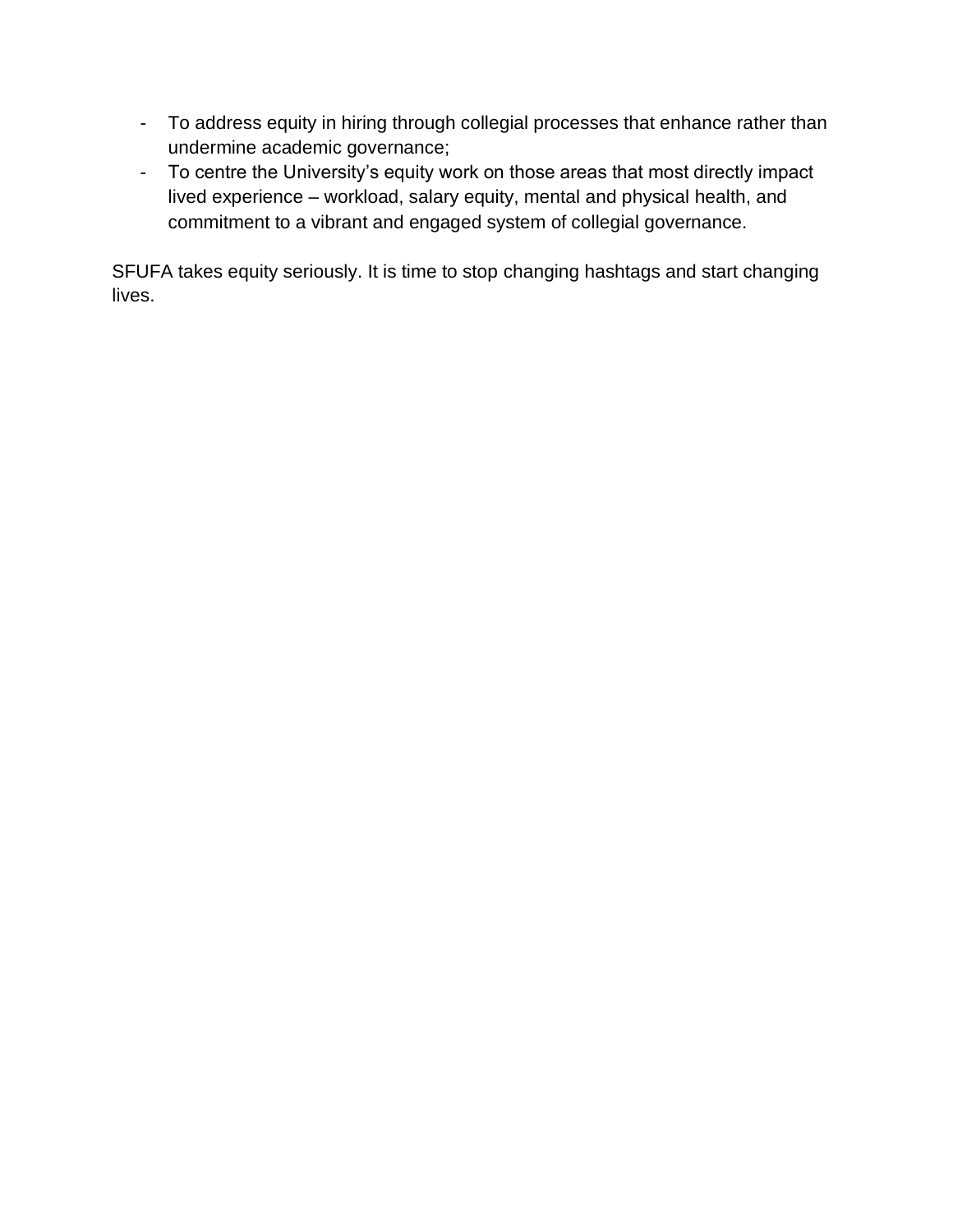- To address equity in hiring through collegial processes that enhance rather than undermine academic governance;
- To centre the University's equity work on those areas that most directly impact lived experience – workload, salary equity, mental and physical health, and commitment to a vibrant and engaged system of collegial governance.

SFUFA takes equity seriously. It is time to stop changing hashtags and start changing lives.